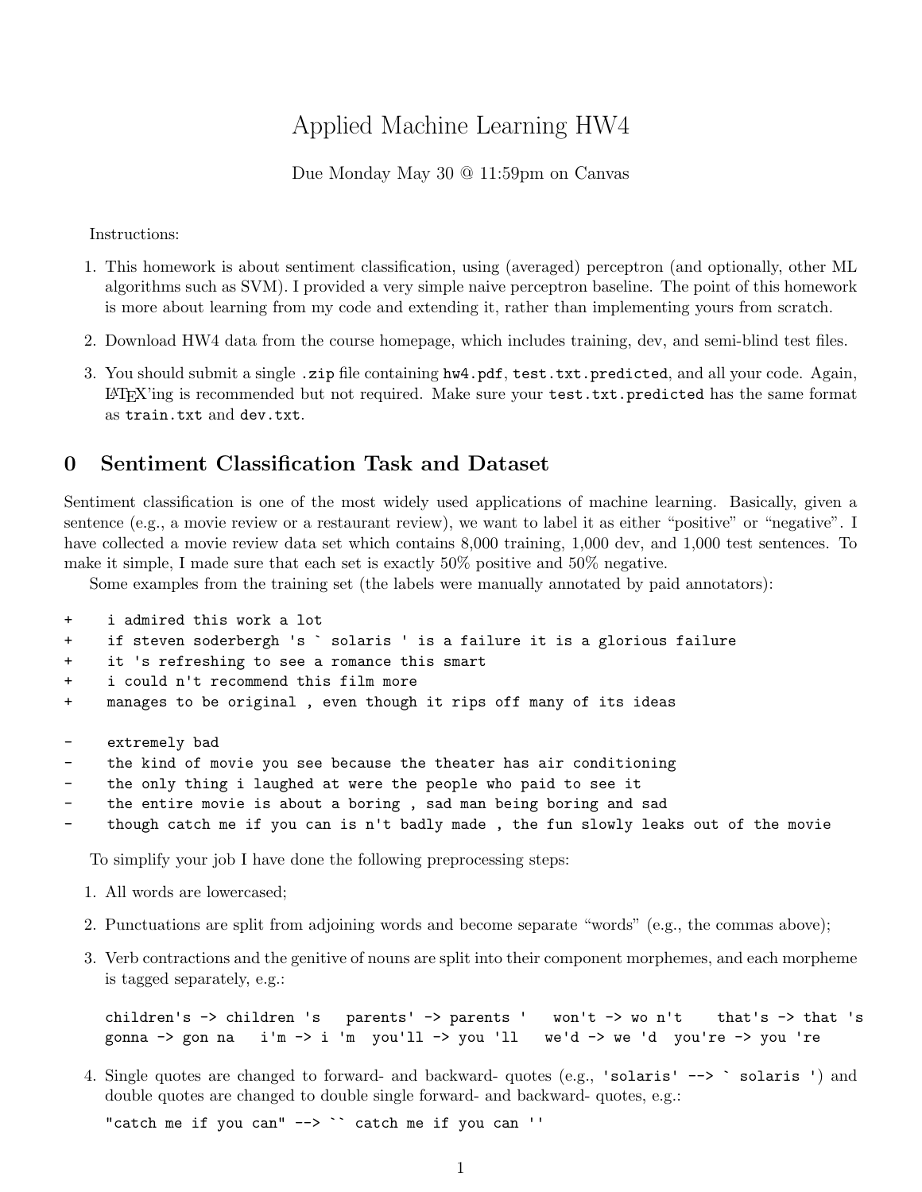# Applied Machine Learning HW4

Due Monday May 30 @ 11:59pm on Canvas

Instructions:

1. This homework is about sentiment classification, using (averaged) perceptron (and optionally, other ML algorithms such as SVM). I provided a very simple naive perceptron baseline. The point of this homework is more about learning from my code and extending it, rather than implementing yours from scratch.
2. Download HW4 data from the course homepage, which includes training, dev, and semi-blind test files.
3. You should submit a single `.zip` file containing `hw4.pdf`, `test.txt.predicted`, and all your code. Again, LaTeX'ing is recommended but not required. Make sure your `test.txt.predicted` has the same format as `train.txt` and `dev.txt`.

## 0 Sentiment Classification Task and Dataset

Sentiment classification is one of the most widely used applications of machine learning. Basically, given a sentence (e.g., a movie review or a restaurant review), we want to label it as either "positive" or "negative". I have collected a movie review data set which contains 8,000 training, 1,000 dev, and 1,000 test sentences. To make it simple, I made sure that each set is exactly 50% positive and 50% negative.

Some examples from the training set (the labels were manually annotated by paid annotators):

```
+    i admired this work a lot
+    if steven soderbergh 's ` solaris ' is a failure it is a glorious failure
+    it 's refreshing to see a romance this smart
+    i could n't recommend this film more
+    manages to be original , even though it rips off many of its ideas

-    extremely bad
-    the kind of movie you see because the theater has air conditioning
-    the only thing i laughed at were the people who paid to see it
-    the entire movie is about a boring , sad man being boring and sad
-    though catch me if you can is n't badly made , the fun slowly leaks out of the movie
```

To simplify your job I have done the following preprocessing steps:

1. All words are lowercased;
2. Punctuations are split from adjoining words and become separate "words" (e.g., the commas above);
3. Verb contractions and the genitive of nouns are split into their component morphemes, and each morpheme is tagged separately, e.g.:

   ```
   children's -> children 's   parents' -> parents '   won't -> wo n't    that's -> that 's
   gonna -> gon na   i'm -> i 'm  you'll -> you 'll   we'd -> we 'd  you're -> you 're
   ```

4. Single quotes are changed to forward- and backward- quotes (e.g., `'solaris' --> ` solaris '`) and double quotes are changed to double single forward- and backward- quotes, e.g.:

   ```
   "catch me if you can" --> `` catch me if you can ''
   ```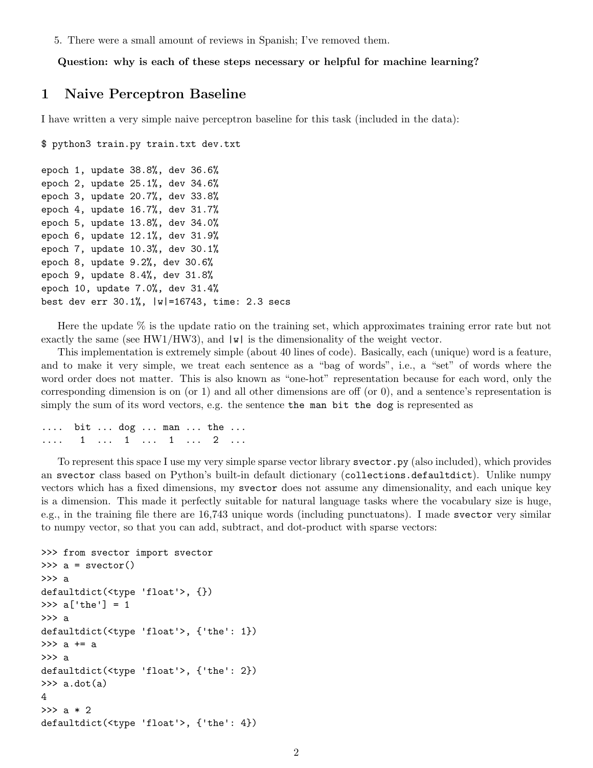5. There were a small amount of reviews in Spanish; I've removed them.

**Question: why is each of these steps necessary or helpful for machine learning?**

# 1 Naive Perceptron Baseline

I have written a very simple naive perceptron baseline for this task (included in the data):

```
$ python3 train.py train.txt dev.txt

epoch 1, update 38.8%, dev 36.6%
epoch 2, update 25.1%, dev 34.6%
epoch 3, update 20.7%, dev 33.8%
epoch 4, update 16.7%, dev 31.7%
epoch 5, update 13.8%, dev 34.0%
epoch 6, update 12.1%, dev 31.9%
epoch 7, update 10.3%, dev 30.1%
epoch 8, update 9.2%, dev 30.6%
epoch 9, update 8.4%, dev 31.8%
epoch 10, update 7.0%, dev 31.4%
best dev err 30.1%, |w|=16743, time: 2.3 secs
```

Here the update % is the update ratio on the training set, which approximates training error rate but not exactly the same (see HW1/HW3), and `|w|` is the dimensionality of the weight vector.

This implementation is extremely simple (about 40 lines of code). Basically, each (unique) word is a feature, and to make it very simple, we treat each sentence as a "bag of words", i.e., a "set" of words where the word order does not matter. This is also known as "one-hot" representation because for each word, only the corresponding dimension is on (or 1) and all other dimensions are off (or 0), and a sentence's representation is simply the sum of its word vectors, e.g. the sentence `the man bit the dog` is represented as

```
....  bit ... dog ... man ... the ...
....   1  ...  1  ...  1  ...  2  ...
```

To represent this space I use my very simple sparse vector library `svector.py` (also included), which provides an `svector` class based on Python's built-in default dictionary (`collections.defaultdict`). Unlike numpy vectors which has a fixed dimensions, my `svector` does not assume any dimensionality, and each unique key is a dimension. This made it perfectly suitable for natural language tasks where the vocabulary size is huge, e.g., in the training file there are 16,743 unique words (including punctuatons). I made `svector` very similar to numpy vector, so that you can add, subtract, and dot-product with sparse vectors:

```
>>> from svector import svector
>>> a = svector()
>>> a
defaultdict(<type 'float'>, {})
>>> a['the'] = 1
>>> a
defaultdict(<type 'float'>, {'the': 1})
>>> a += a
>>> a
defaultdict(<type 'float'>, {'the': 2})
>>> a.dot(a)
4
>>> a * 2
defaultdict(<type 'float'>, {'the': 4})
```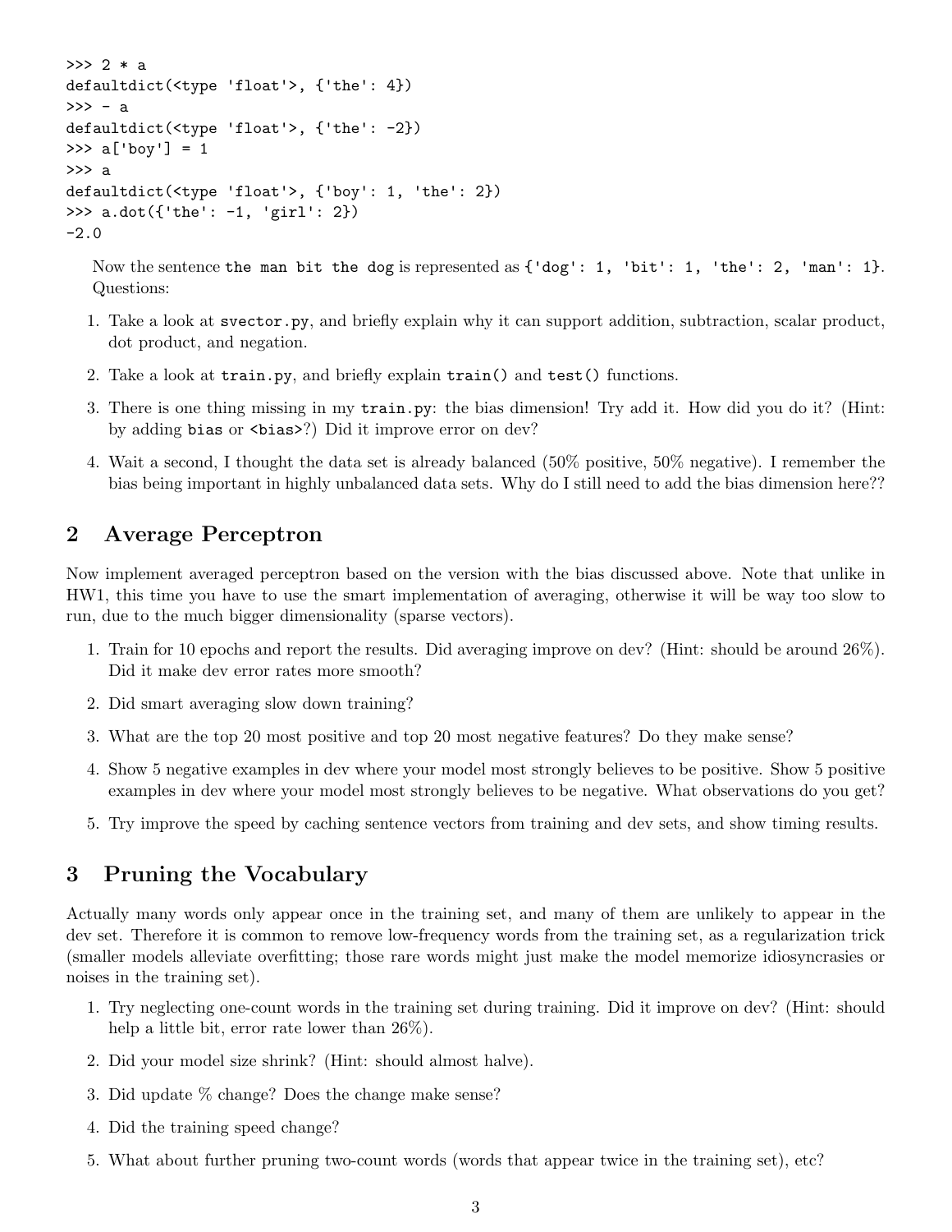```
>>> 2 * a
defaultdict(<type 'float'>, {'the': 4})
>>> - a
defaultdict(<type 'float'>, {'the': -2})
>>> a['boy'] = 1
>>> a
defaultdict(<type 'float'>, {'boy': 1, 'the': 2})
>>> a.dot({'the': -1, 'girl': 2})
-2.0
```

Now the sentence `the man bit the dog` is represented as `{'dog': 1, 'bit': 1, 'the': 2, 'man': 1}`.
Questions:

1. Take a look at `svector.py`, and briefly explain why it can support addition, subtraction, scalar product, dot product, and negation.
2. Take a look at `train.py`, and briefly explain `train()` and `test()` functions.
3. There is one thing missing in my `train.py`: the bias dimension! Try add it. How did you do it? (Hint: by adding `bias` or `<bias>`?) Did it improve error on dev?
4. Wait a second, I thought the data set is already balanced (50% positive, 50% negative). I remember the bias being important in highly unbalanced data sets. Why do I still need to add the bias dimension here??

## 2 Average Perceptron

Now implement averaged perceptron based on the version with the bias discussed above. Note that unlike in HW1, this time you have to use the smart implementation of averaging, otherwise it will be way too slow to run, due to the much bigger dimensionality (sparse vectors).

1. Train for 10 epochs and report the results. Did averaging improve on dev? (Hint: should be around 26%). Did it make dev error rates more smooth?
2. Did smart averaging slow down training?
3. What are the top 20 most positive and top 20 most negative features? Do they make sense?
4. Show 5 negative examples in dev where your model most strongly believes to be positive. Show 5 positive examples in dev where your model most strongly believes to be negative. What observations do you get?
5. Try improve the speed by caching sentence vectors from training and dev sets, and show timing results.

## 3 Pruning the Vocabulary

Actually many words only appear once in the training set, and many of them are unlikely to appear in the dev set. Therefore it is common to remove low-frequency words from the training set, as a regularization trick (smaller models alleviate overfitting; those rare words might just make the model memorize idiosyncrasies or noises in the training set).

1. Try neglecting one-count words in the training set during training. Did it improve on dev? (Hint: should help a little bit, error rate lower than 26%).
2. Did your model size shrink? (Hint: should almost halve).
3. Did update % change? Does the change make sense?
4. Did the training speed change?
5. What about further pruning two-count words (words that appear twice in the training set), etc?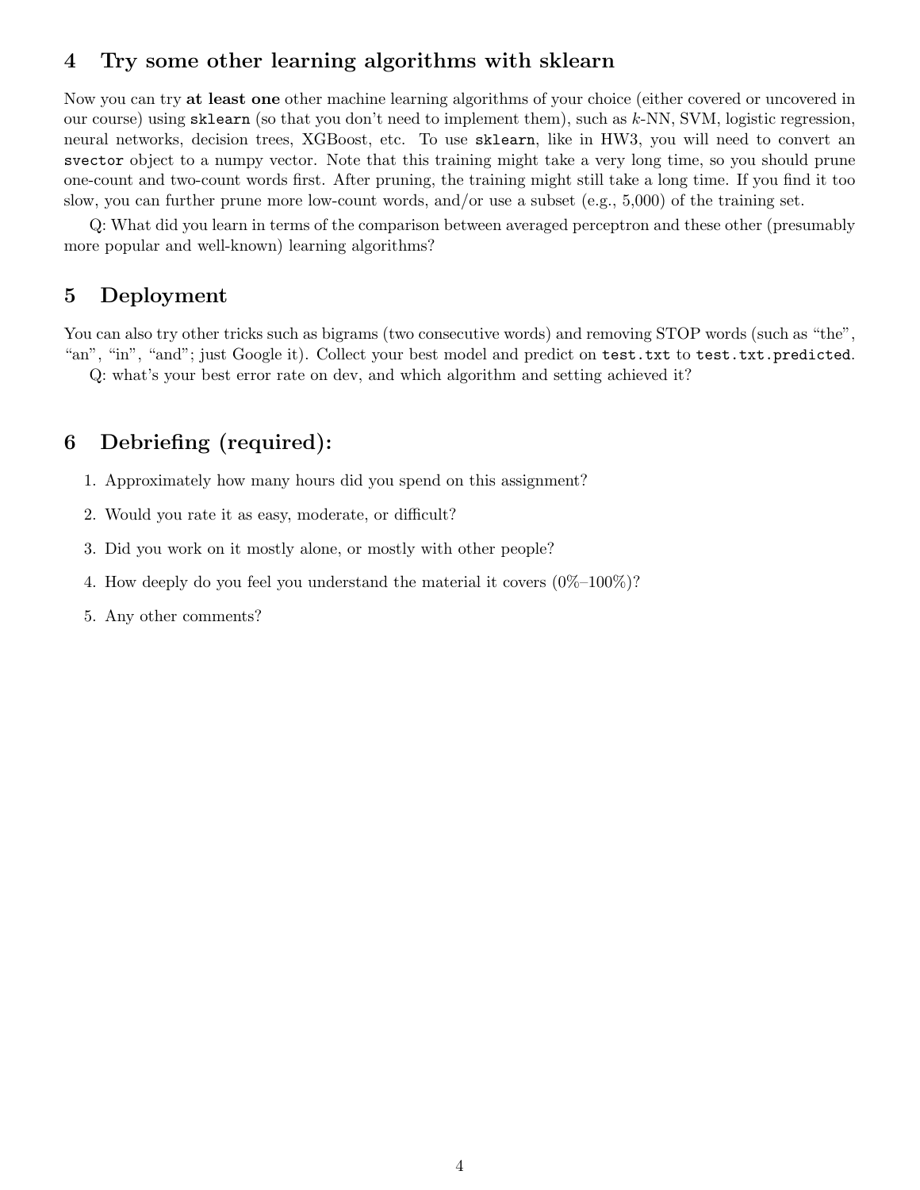## 4 Try some other learning algorithms with sklearn

Now you can try **at least one** other machine learning algorithms of your choice (either covered or uncovered in our course) using `sklearn` (so that you don't need to implement them), such as $k$-NN, SVM, logistic regression, neural networks, decision trees, XGBoost, etc. To use `sklearn`, like in HW3, you will need to convert an `svector` object to a numpy vector. Note that this training might take a very long time, so you should prune one-count and two-count words first. After pruning, the training might still take a long time. If you find it too slow, you can further prune more low-count words, and/or use a subset (e.g., 5,000) of the training set.

Q: What did you learn in terms of the comparison between averaged perceptron and these other (presumably more popular and well-known) learning algorithms?

## 5 Deployment

You can also try other tricks such as bigrams (two consecutive words) and removing STOP words (such as "the", "an", "in", "and"; just Google it). Collect your best model and predict on `test.txt` to `test.txt.predicted`.

Q: what's your best error rate on dev, and which algorithm and setting achieved it?

## 6 Debriefing (required):

1. Approximately how many hours did you spend on this assignment?
2. Would you rate it as easy, moderate, or difficult?
3. Did you work on it mostly alone, or mostly with other people?
4. How deeply do you feel you understand the material it covers (0%–100%)?
5. Any other comments?